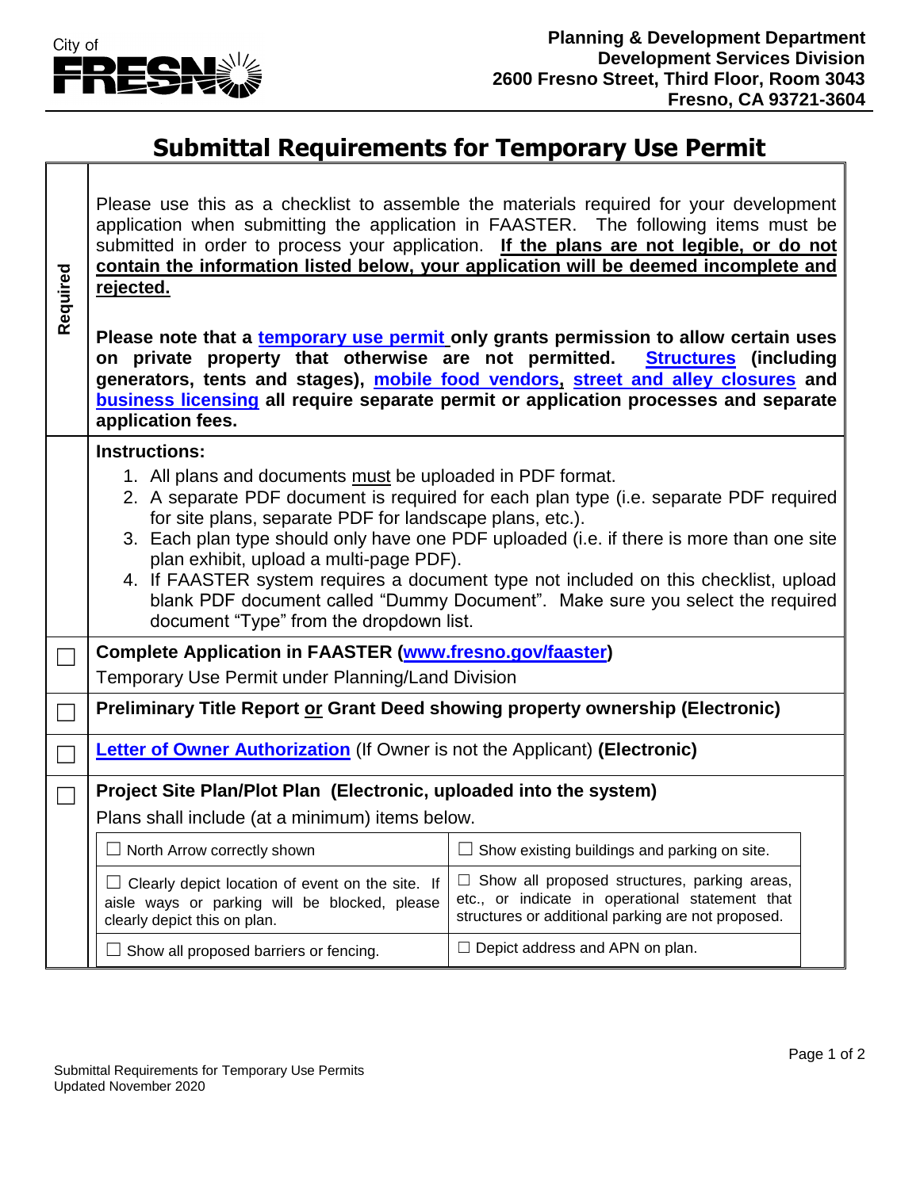City of FRESNO

**Planning & Development Department**
**Development Services Division**
**2600 Fresno Street, Third Floor, Room 3043**
**Fresno, CA 93721-3604**

# Submittal Requirements for Temporary Use Permit

**Required**

Please use this as a checklist to assemble the materials required for your development application when submitting the application in FAASTER. The following items must be submitted in order to process your application. **If the plans are not legible, or do not contain the information listed below, your application will be deemed incomplete and rejected.**

**Please note that a temporary use permit only grants permission to allow certain uses on private property that otherwise are not permitted. Structures (including generators, tents and stages), mobile food vendors, street and alley closures and business licensing all require separate permit or application processes and separate application fees.**

**Instructions:**

1. All plans and documents must be uploaded in PDF format.
2. A separate PDF document is required for each plan type (i.e. separate PDF required for site plans, separate PDF for landscape plans, etc.).
3. Each plan type should only have one PDF uploaded (i.e. if there is more than one site plan exhibit, upload a multi-page PDF).
4. If FAASTER system requires a document type not included on this checklist, upload blank PDF document called "Dummy Document". Make sure you select the required document "Type" from the dropdown list.

☐ **Complete Application in FAASTER (www.fresno.gov/faaster)**
Temporary Use Permit under Planning/Land Division

☐ **Preliminary Title Report or Grant Deed showing property ownership (Electronic)**

☐ **Letter of Owner Authorization** (If Owner is not the Applicant) **(Electronic)**

☐ **Project Site Plan/Plot Plan (Electronic, uploaded into the system)**
Plans shall include (at a minimum) items below.

| | |
|---|---|
| ☐ North Arrow correctly shown | ☐ Show existing buildings and parking on site. |
| ☐ Clearly depict location of event on the site. If aisle ways or parking will be blocked, please clearly depict this on plan. | ☐ Show all proposed structures, parking areas, etc., or indicate in operational statement that structures or additional parking are not proposed. |
| ☐ Show all proposed barriers or fencing. | ☐ Depict address and APN on plan. |

Submittal Requirements for Temporary Use Permits
Updated November 2020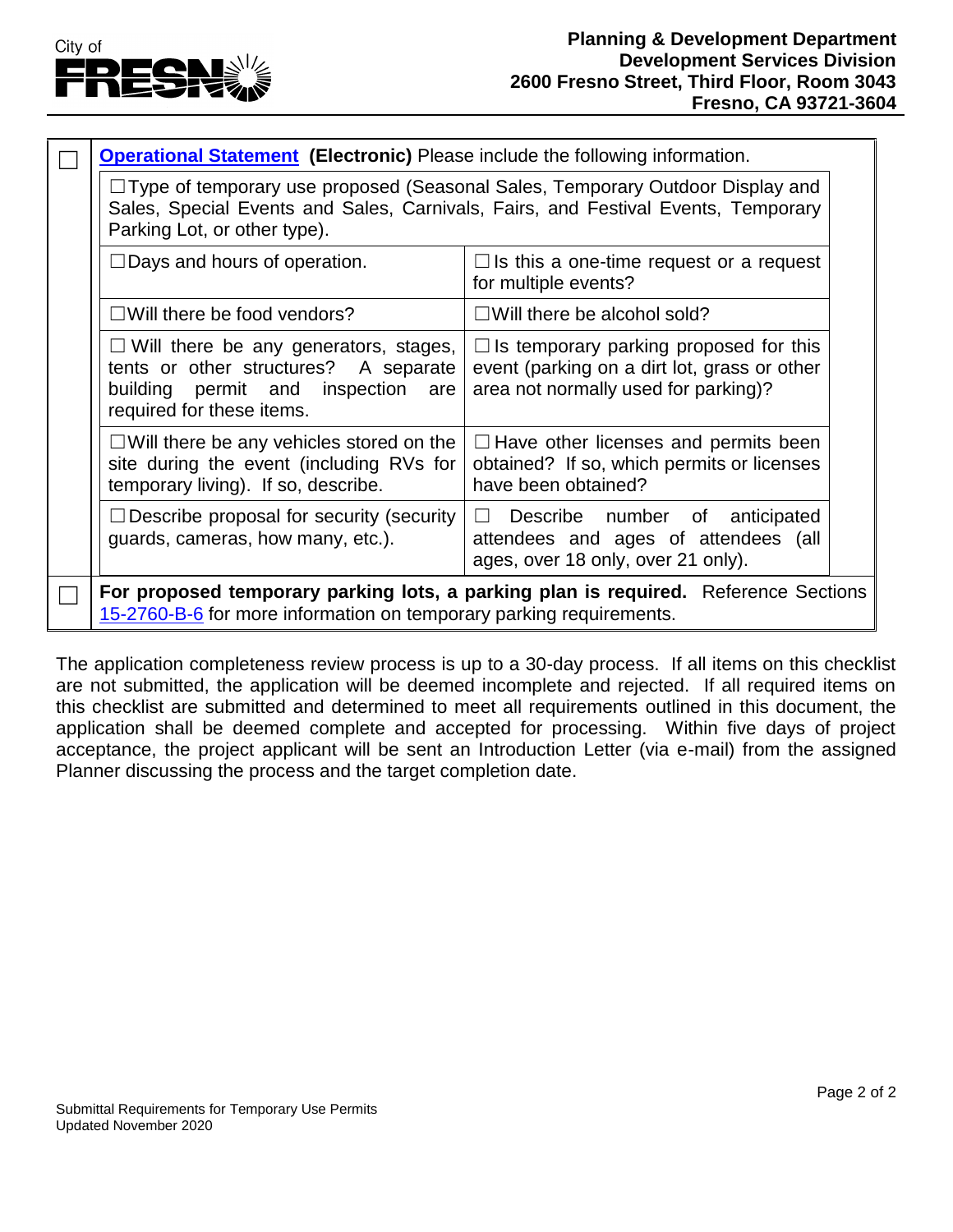| | |
|---|---|
| ☐ | **Operational Statement (Electronic)** Please include the following information.<br>☐Type of temporary use proposed (Seasonal Sales, Temporary Outdoor Display and Sales, Special Events and Sales, Carnivals, Fairs, and Festival Events, Temporary Parking Lot, or other type).<br>☐Days and hours of operation.<br>☐ Is this a one-time request or a request for multiple events?<br>☐Will there be food vendors?<br>☐Will there be alcohol sold?<br>☐ Will there be any generators, stages, tents or other structures? A separate building permit and inspection are required for these items.<br>☐ Is temporary parking proposed for this event (parking on a dirt lot, grass or other area not normally used for parking)?<br>☐Will there be any vehicles stored on the site during the event (including RVs for temporary living). If so, describe.<br>☐ Have other licenses and permits been obtained? If so, which permits or licenses have been obtained?<br>☐Describe proposal for security (security guards, cameras, how many, etc.).<br>☐ Describe number of anticipated attendees and ages of attendees (all ages, over 18 only, over 21 only). |
| ☐ | **For proposed temporary parking lots, a parking plan is required.** Reference Sections 15-2760-B-6 for more information on temporary parking requirements. |

The application completeness review process is up to a 30-day process. If all items on this checklist are not submitted, the application will be deemed incomplete and rejected. If all required items on this checklist are submitted and determined to meet all requirements outlined in this document, the application shall be deemed complete and accepted for processing. Within five days of project acceptance, the project applicant will be sent an Introduction Letter (via e-mail) from the assigned Planner discussing the process and the target completion date.